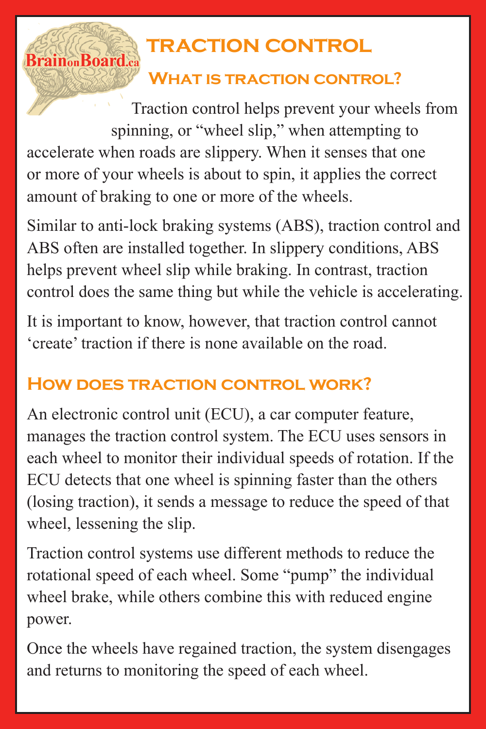BrainonBoard.ca

# TRACTION CONTROL

## What is traction control?

Traction control helps prevent your wheels from spinning, or "wheel slip," when attempting to accelerate when roads are slippery. When it senses that one or more of your wheels is about to spin, it applies the correct amount of braking to one or more of the wheels.

Similar to anti-lock braking systems (ABS), traction control and ABS often are installed together. In slippery conditions, ABS helps prevent wheel slip while braking. In contrast, traction control does the same thing but while the vehicle is accelerating.

It is important to know, however, that traction control cannot 'create' traction if there is none available on the road.

## How does traction control work?

An electronic control unit (ECU), a car computer feature, manages the traction control system. The ECU uses sensors in each wheel to monitor their individual speeds of rotation. If the ECU detects that one wheel is spinning faster than the others (losing traction), it sends a message to reduce the speed of that wheel, lessening the slip.

Traction control systems use different methods to reduce the rotational speed of each wheel. Some "pump" the individual wheel brake, while others combine this with reduced engine power.

Once the wheels have regained traction, the system disengages and returns to monitoring the speed of each wheel.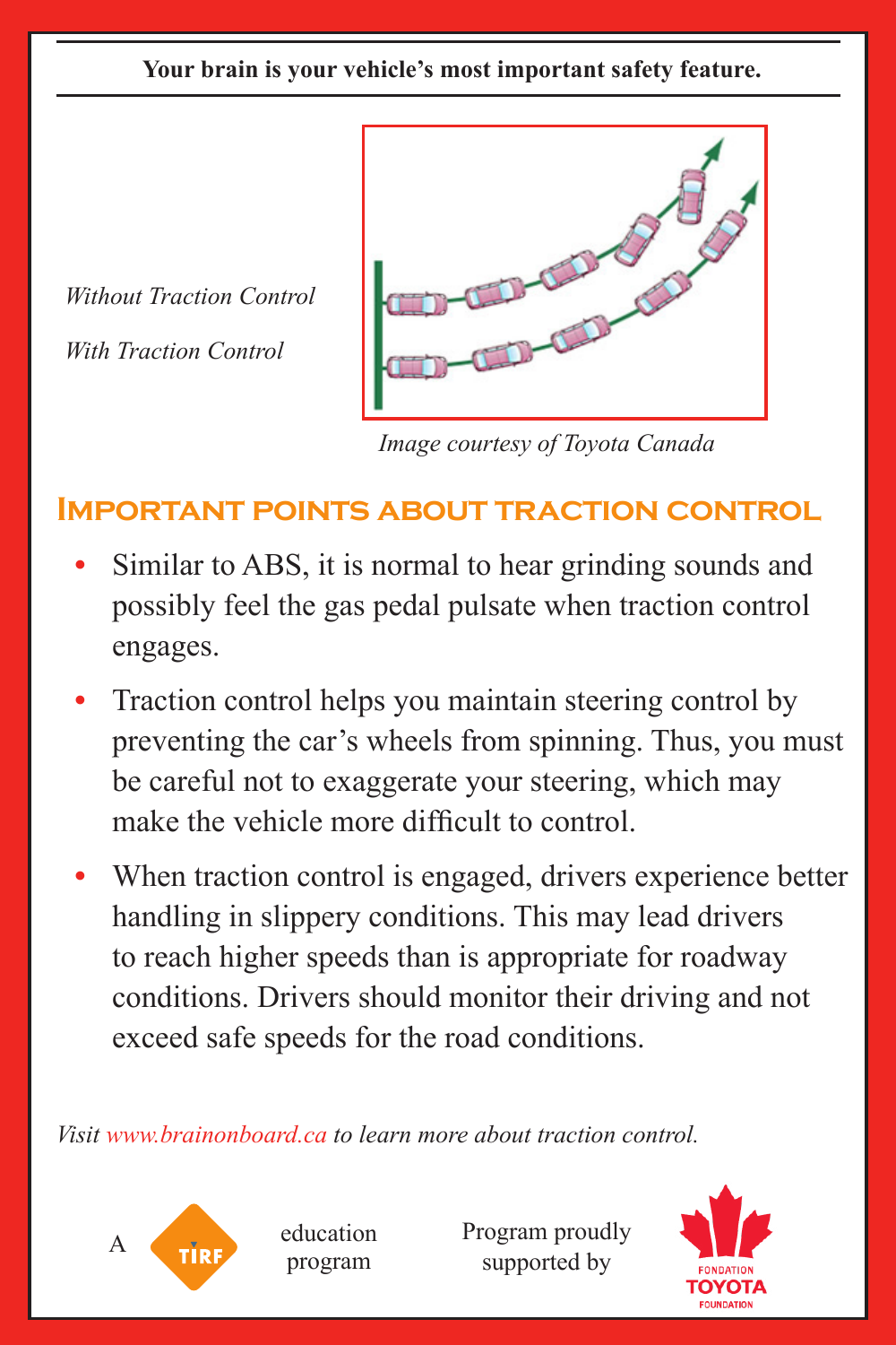**Your brain is your vehicle's most important safety feature.**

*Without Traction Control*

*With Traction Control*

*Image courtesy of Toyota Canada*

## Important points about traction control

- Similar to ABS, it is normal to hear grinding sounds and possibly feel the gas pedal pulsate when traction control engages.
- Traction control helps you maintain steering control by preventing the car's wheels from spinning. Thus, you must be careful not to exaggerate your steering, which may make the vehicle more difficult to control.
- When traction control is engaged, drivers experience better handling in slippery conditions. This may lead drivers to reach higher speeds than is appropriate for roadway conditions. Drivers should monitor their driving and not exceed safe speeds for the road conditions.

*Visit www.brainonboard.ca to learn more about traction control.*

A TIRF education program

Program proudly supported by

FONDATION TOYOTA FOUNDATION